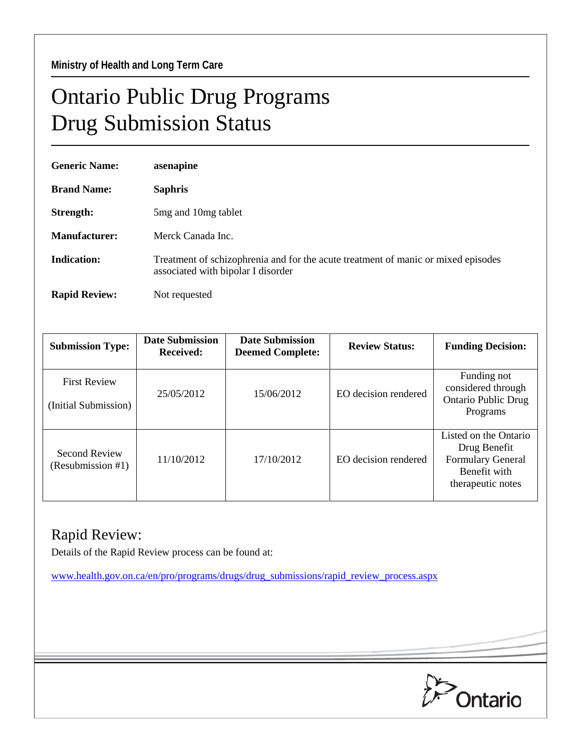**Ministry of Health and Long Term Care**

# Ontario Public Drug Programs
# Drug Submission Status

**Generic Name:** **asenapine**

**Brand Name:** **Saphris**

**Strength:** 5mg and 10mg tablet

**Manufacturer:** Merck Canada Inc.

**Indication:** Treatment of schizophrenia and for the acute treatment of manic or mixed episodes associated with bipolar I disorder

**Rapid Review:** Not requested

| Submission Type: | Date Submission Received: | Date Submission Deemed Complete: | Review Status: | Funding Decision: |
|---|---|---|---|---|
| First Review (Initial Submission) | 25/05/2012 | 15/06/2012 | EO decision rendered | Funding not considered through Ontario Public Drug Programs |
| Second Review (Resubmission #1) | 11/10/2012 | 17/10/2012 | EO decision rendered | Listed on the Ontario Drug Benefit Formulary General Benefit with therapeutic notes |

## Rapid Review:

Details of the Rapid Review process can be found at:

www.health.gov.on.ca/en/pro/programs/drugs/drug_submissions/rapid_review_process.aspx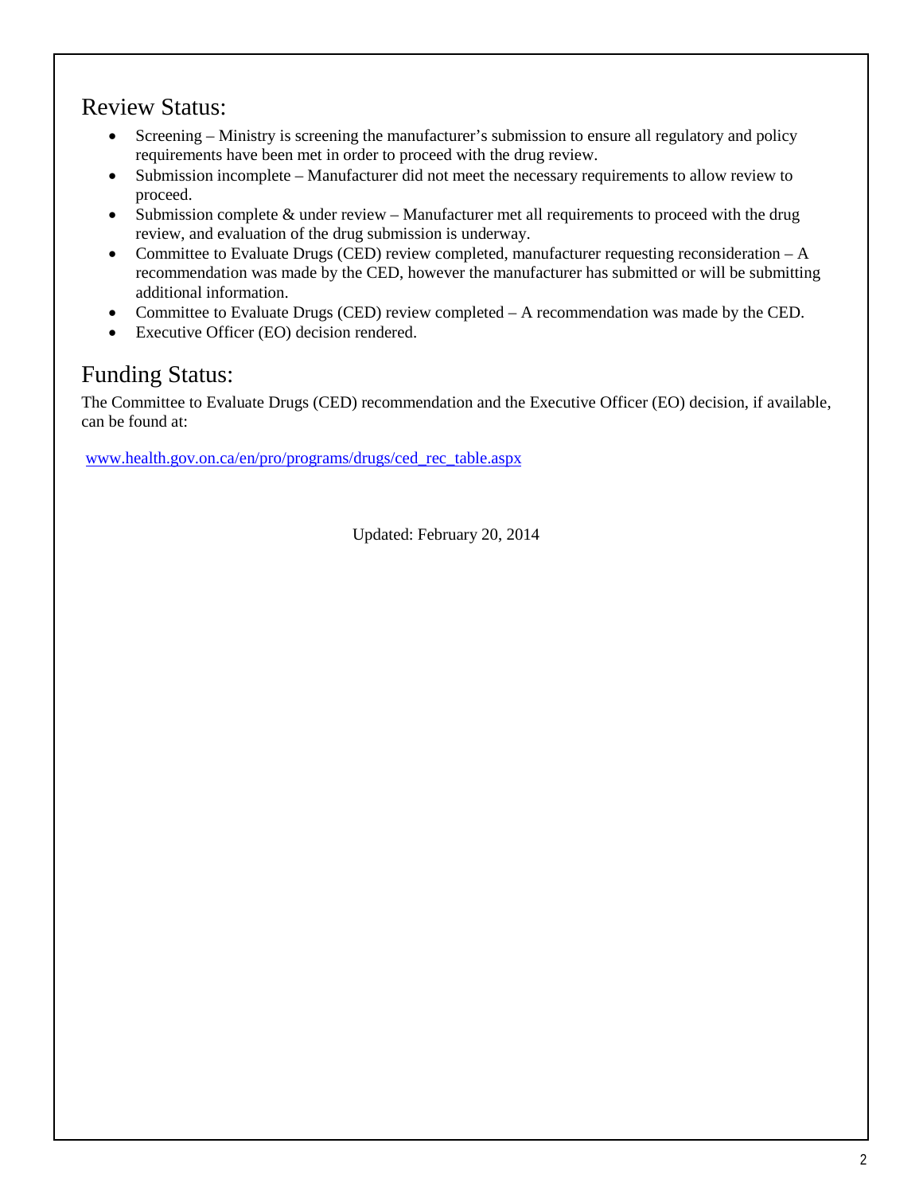## Review Status:

- Screening – Ministry is screening the manufacturer's submission to ensure all regulatory and policy requirements have been met in order to proceed with the drug review.
- Submission incomplete – Manufacturer did not meet the necessary requirements to allow review to proceed.
- Submission complete & under review – Manufacturer met all requirements to proceed with the drug review, and evaluation of the drug submission is underway.
- Committee to Evaluate Drugs (CED) review completed, manufacturer requesting reconsideration – A recommendation was made by the CED, however the manufacturer has submitted or will be submitting additional information.
- Committee to Evaluate Drugs (CED) review completed – A recommendation was made by the CED.
- Executive Officer (EO) decision rendered.

## Funding Status:

The Committee to Evaluate Drugs (CED) recommendation and the Executive Officer (EO) decision, if available, can be found at:

www.health.gov.on.ca/en/pro/programs/drugs/ced_rec_table.aspx

Updated: February 20, 2014